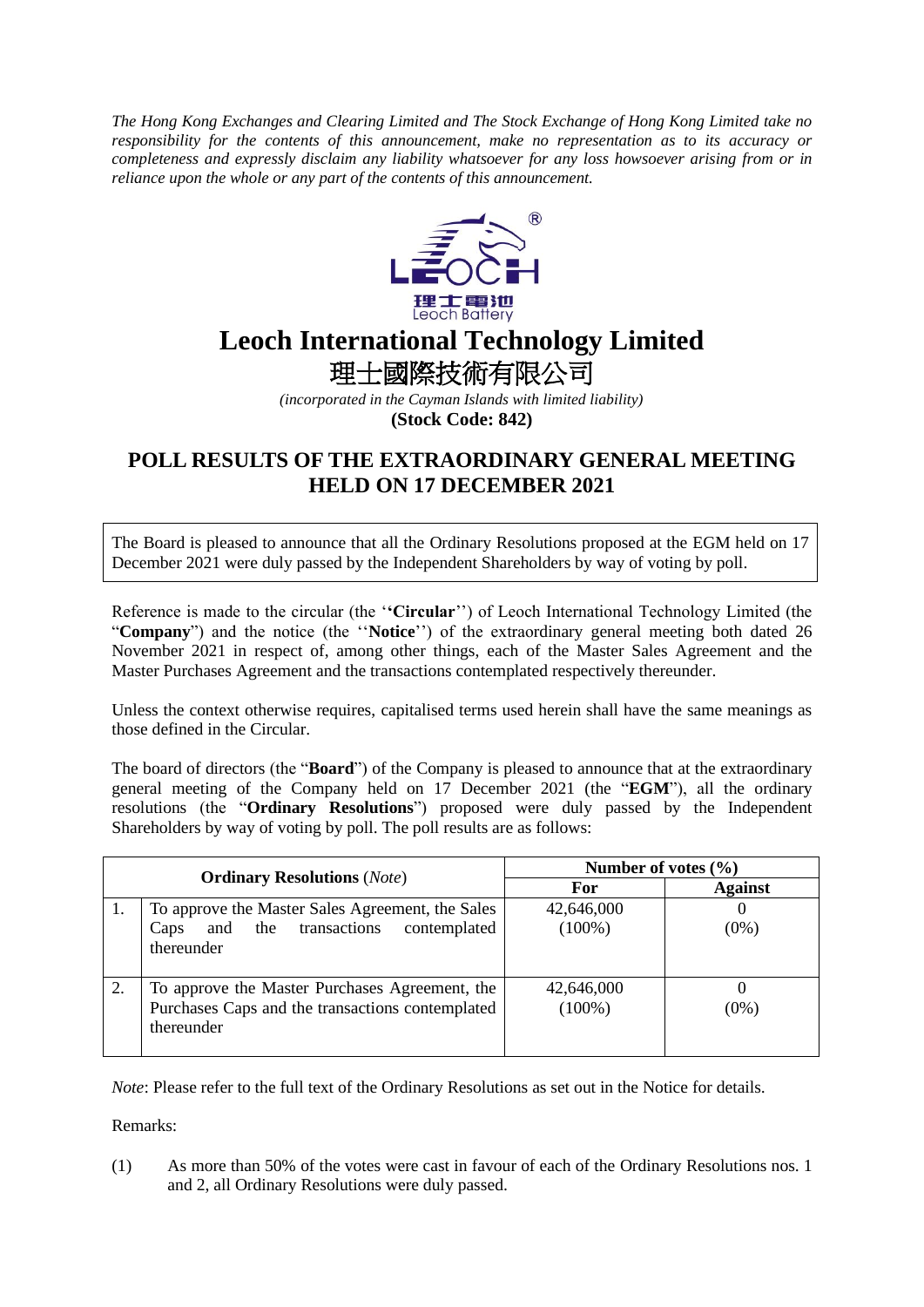*The Hong Kong Exchanges and Clearing Limited and The Stock Exchange of Hong Kong Limited take no responsibility for the contents of this announcement, make no representation as to its accuracy or completeness and expressly disclaim any liability whatsoever for any loss howsoever arising from or in reliance upon the whole or any part of the contents of this announcement.*

# Leoch International Technology Limited
# 理士國際技術有限公司

*(incorporated in the Cayman Islands with limited liability)*

**(Stock Code: 842)**

## POLL RESULTS OF THE EXTRAORDINARY GENERAL MEETING HELD ON 17 DECEMBER 2021

The Board is pleased to announce that all the Ordinary Resolutions proposed at the EGM held on 17 December 2021 were duly passed by the Independent Shareholders by way of voting by poll.

Reference is made to the circular (the "**Circular**") of Leoch International Technology Limited (the "**Company**") and the notice (the "**Notice**") of the extraordinary general meeting both dated 26 November 2021 in respect of, among other things, each of the Master Sales Agreement and the Master Purchases Agreement and the transactions contemplated respectively thereunder.

Unless the context otherwise requires, capitalised terms used herein shall have the same meanings as those defined in the Circular.

The board of directors (the "**Board**") of the Company is pleased to announce that at the extraordinary general meeting of the Company held on 17 December 2021 (the "**EGM**"), all the ordinary resolutions (the "**Ordinary Resolutions**") proposed were duly passed by the Independent Shareholders by way of voting by poll. The poll results are as follows:

| **Ordinary Resolutions** (*Note*) | | **Number of votes (%)** | |
|---|---|---|---|
| | | **For** | **Against** |
| 1. | To approve the Master Sales Agreement, the Sales Caps and the transactions contemplated thereunder | 42,646,000 (100%) | 0 (0%) |
| 2. | To approve the Master Purchases Agreement, the Purchases Caps and the transactions contemplated thereunder | 42,646,000 (100%) | 0 (0%) |

*Note*: Please refer to the full text of the Ordinary Resolutions as set out in the Notice for details.

Remarks:

(1) As more than 50% of the votes were cast in favour of each of the Ordinary Resolutions nos. 1 and 2, all Ordinary Resolutions were duly passed.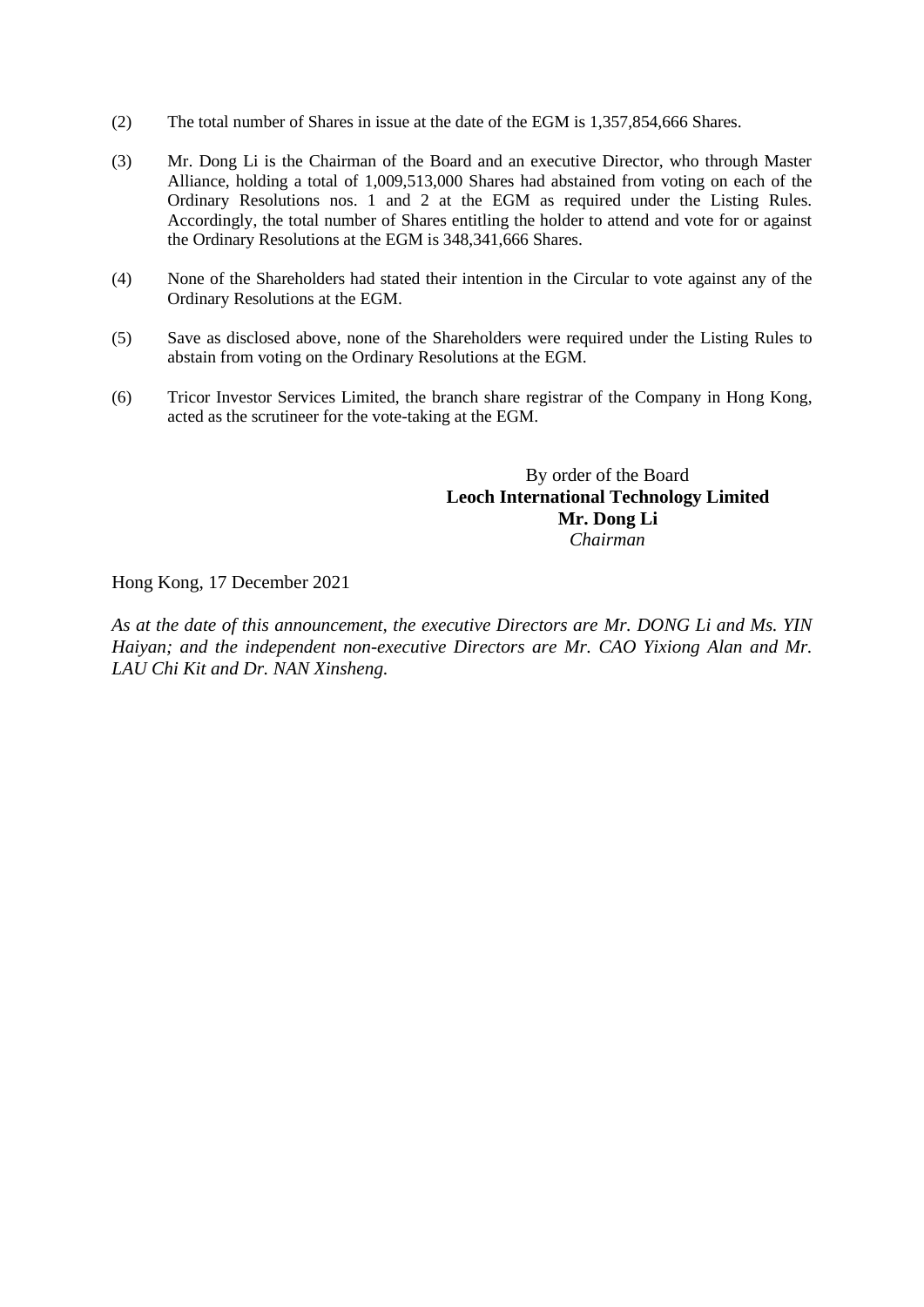(2) The total number of Shares in issue at the date of the EGM is 1,357,854,666 Shares.

(3) Mr. Dong Li is the Chairman of the Board and an executive Director, who through Master Alliance, holding a total of 1,009,513,000 Shares had abstained from voting on each of the Ordinary Resolutions nos. 1 and 2 at the EGM as required under the Listing Rules. Accordingly, the total number of Shares entitling the holder to attend and vote for or against the Ordinary Resolutions at the EGM is 348,341,666 Shares.

(4) None of the Shareholders had stated their intention in the Circular to vote against any of the Ordinary Resolutions at the EGM.

(5) Save as disclosed above, none of the Shareholders were required under the Listing Rules to abstain from voting on the Ordinary Resolutions at the EGM.

(6) Tricor Investor Services Limited, the branch share registrar of the Company in Hong Kong, acted as the scrutineer for the vote-taking at the EGM.

By order of the Board
**Leoch International Technology Limited**
**Mr. Dong Li**
*Chairman*

Hong Kong, 17 December 2021

*As at the date of this announcement, the executive Directors are Mr. DONG Li and Ms. YIN Haiyan; and the independent non-executive Directors are Mr. CAO Yixiong Alan and Mr. LAU Chi Kit and Dr. NAN Xinsheng.*